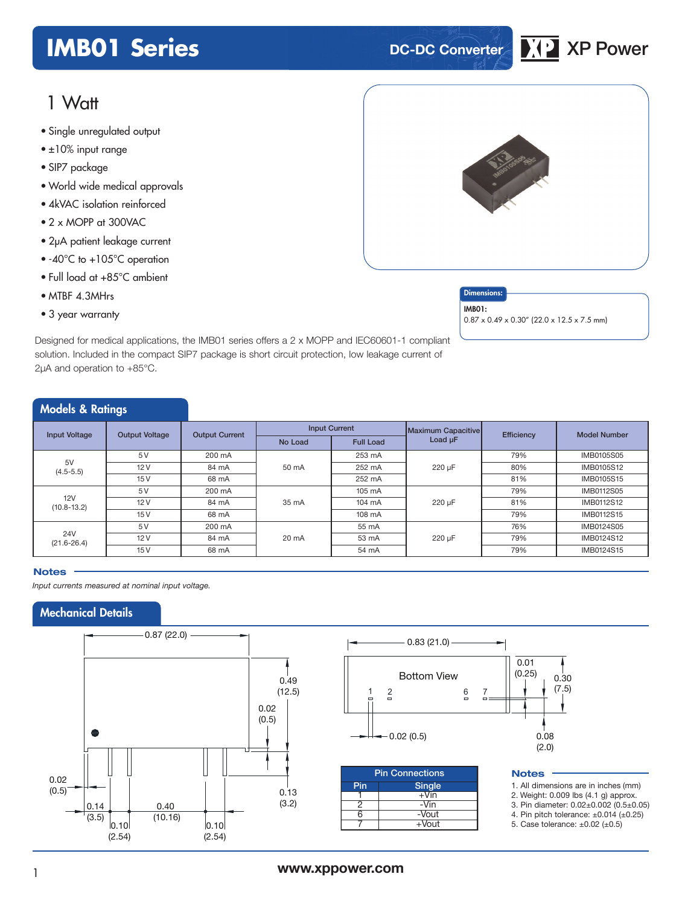# IMB01 Series

DC-DC Converter

XP Power

## 1 Watt

- Single unregulated output
- ±10% input range
- SIP7 package
- World wide medical approvals
- 4kVAC isolation reinforced
- 2 x MOPP at 300VAC
- 2μA patient leakage current
- -40°C to +105°C operation
- Full load at +85°C ambient
- MTBF 4.3MHrs
- 3 year warranty

**Dimensions:**

**IMB01:**
0.87 x 0.49 x 0.30" (22.0 x 12.5 x 7.5 mm)

Designed for medical applications, the IMB01 series offers a 2 x MOPP and IEC60601-1 compliant solution. Included in the compact SIP7 package is short circuit protection, low leakage current of 2μA and operation to +85°C.

## Models & Ratings

| Input Voltage | Output Voltage | Output Current | Input Current | | Maximum Capacitive Load μF | Efficiency | Model Number |
|---|---|---|---|---|---|---|---|
| | | | No Load | Full Load | | | |
| 5V (4.5-5.5) | 5 V | 200 mA | 50 mA | 253 mA | 220 μF | 79% | IMB0105S05 |
| | 12 V | 84 mA | | 252 mA | | 80% | IMB0105S12 |
| | 15 V | 68 mA | | 252 mA | | 81% | IMB0105S15 |
| 12V (10.8-13.2) | 5 V | 200 mA | 35 mA | 105 mA | 220 μF | 79% | IMB0112S05 |
| | 12 V | 84 mA | | 104 mA | | 81% | IMB0112S12 |
| | 15 V | 68 mA | | 108 mA | | 79% | IMB0112S15 |
| 24V (21.6-26.4) | 5 V | 200 mA | 20 mA | 55 mA | 220 μF | 76% | IMB0124S05 |
| | 12 V | 84 mA | | 53 mA | | 79% | IMB0124S12 |
| | 15 V | 68 mA | | 54 mA | | 79% | IMB0124S15 |

### Notes

*Input currents measured at nominal input voltage.*

## Mechanical Details

0.87 (22.0)
0.49 (12.5)
0.02 (0.5)
0.13 (3.2)
0.02 (0.5)
0.14 (3.5)
0.40 (10.16)
0.10 (2.54)
0.10 (2.54)

0.83 (21.0)
Bottom View
1 2 6 7
0.01 (0.25)
0.30 (7.5)
0.02 (0.5)
0.08 (2.0)

| Pin Connections | |
|---|---|
| Pin | Single |
| 1 | +Vin |
| 2 | -Vin |
| 6 | -Vout |
| 7 | +Vout |

### Notes

1. All dimensions are in inches (mm)
2. Weight: 0.009 lbs (4.1 g) approx.
3. Pin diameter: 0.02±0.002 (0.5±0.05)
4. Pin pitch tolerance: ±0.014 (±0.25)
5. Case tolerance: ±0.02 (±0.5)

www.xppower.com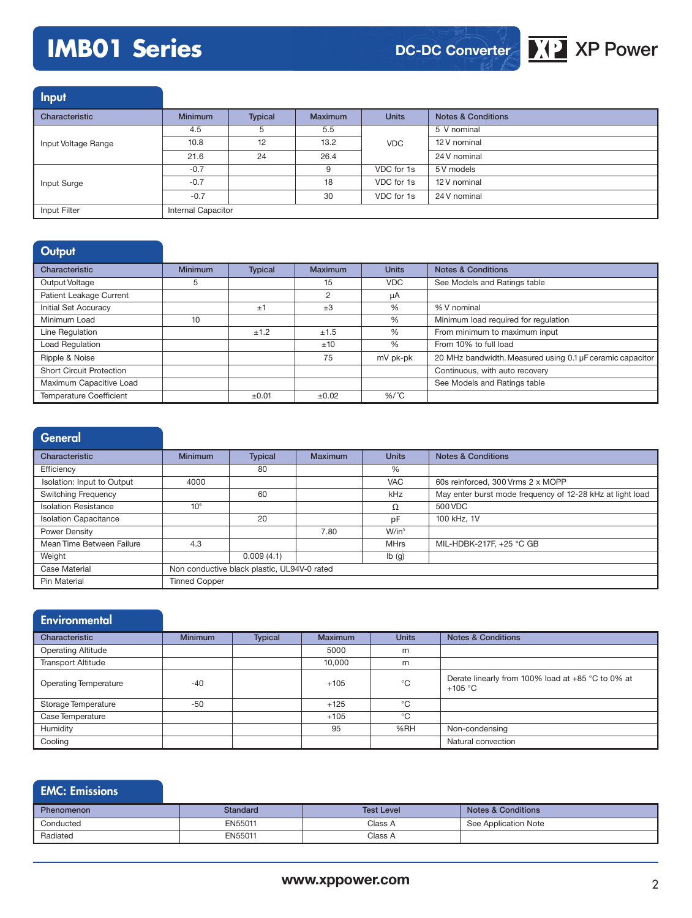# IMB01 Series

DC-DC Converter

## Input

| Characteristic | Minimum | Typical | Maximum | Units | Notes & Conditions |
|---|---|---|---|---|---|
| Input Voltage Range | 4.5 | 5 | 5.5 | VDC | 5 V nominal |
| | 10.8 | 12 | 13.2 | | 12 V nominal |
| | 21.6 | 24 | 26.4 | | 24 V nominal |
| Input Surge | -0.7 | | 9 | VDC for 1s | 5 V models |
| | -0.7 | | 18 | VDC for 1s | 12 V nominal |
| | -0.7 | | 30 | VDC for 1s | 24 V nominal |
| Input Filter | Internal Capacitor | | | | |

## Output

| Characteristic | Minimum | Typical | Maximum | Units | Notes & Conditions |
|---|---|---|---|---|---|
| Output Voltage | 5 | | 15 | VDC | See Models and Ratings table |
| Patient Leakage Current | | | 2 | µA | |
| Initial Set Accuracy | | ±1 | ±3 | % | % V nominal |
| Minimum Load | 10 | | | % | Minimum load required for regulation |
| Line Regulation | | ±1.2 | ±1.5 | % | From minimum to maximum input |
| Load Regulation | | | ±10 | % | From 10% to full load |
| Ripple & Noise | | | 75 | mV pk-pk | 20 MHz bandwidth. Measured using 0.1 µF ceramic capacitor |
| Short Circuit Protection | | | | | Continuous, with auto recovery |
| Maximum Capacitive Load | | | | | See Models and Ratings table |
| Temperature Coefficient | | ±0.01 | ±0.02 | %/°C | |

## General

| Characteristic | Minimum | Typical | Maximum | Units | Notes & Conditions |
|---|---|---|---|---|---|
| Efficiency | | 80 | | % | |
| Isolation: Input to Output | 4000 | | | VAC | 60s reinforced, 300 Vrms 2 x MOPP |
| Switching Frequency | | 60 | | kHz | May enter burst mode frequency of 12-28 kHz at light load |
| Isolation Resistance | $10^9$ | | | Ω | 500 VDC |
| Isolation Capacitance | | 20 | | pF | 100 kHz, 1V |
| Power Density | | | 7.80 | W/in³ | |
| Mean Time Between Failure | 4.3 | | | MHrs | MIL-HDBK-217F, +25 °C GB |
| Weight | | 0.009 (4.1) | | lb (g) | |
| Case Material | Non conductive black plastic, UL94V-0 rated | | | | |
| Pin Material | Tinned Copper | | | | |

## Environmental

| Characteristic | Minimum | Typical | Maximum | Units | Notes & Conditions |
|---|---|---|---|---|---|
| Operating Altitude | | | 5000 | m | |
| Transport Altitude | | | 10,000 | m | |
| Operating Temperature | -40 | | +105 | °C | Derate linearly from 100% load at +85 °C to 0% at +105 °C |
| Storage Temperature | -50 | | +125 | °C | |
| Case Temperature | | | +105 | °C | |
| Humidity | | | 95 | %RH | Non-condensing |
| Cooling | | | | | Natural convection |

## EMC: Emissions

| Phenomenon | Standard | Test Level | Notes & Conditions |
|---|---|---|---|
| Conducted | EN55011 | Class A | See Application Note |
| Radiated | EN55011 | Class A | |

www.xppower.com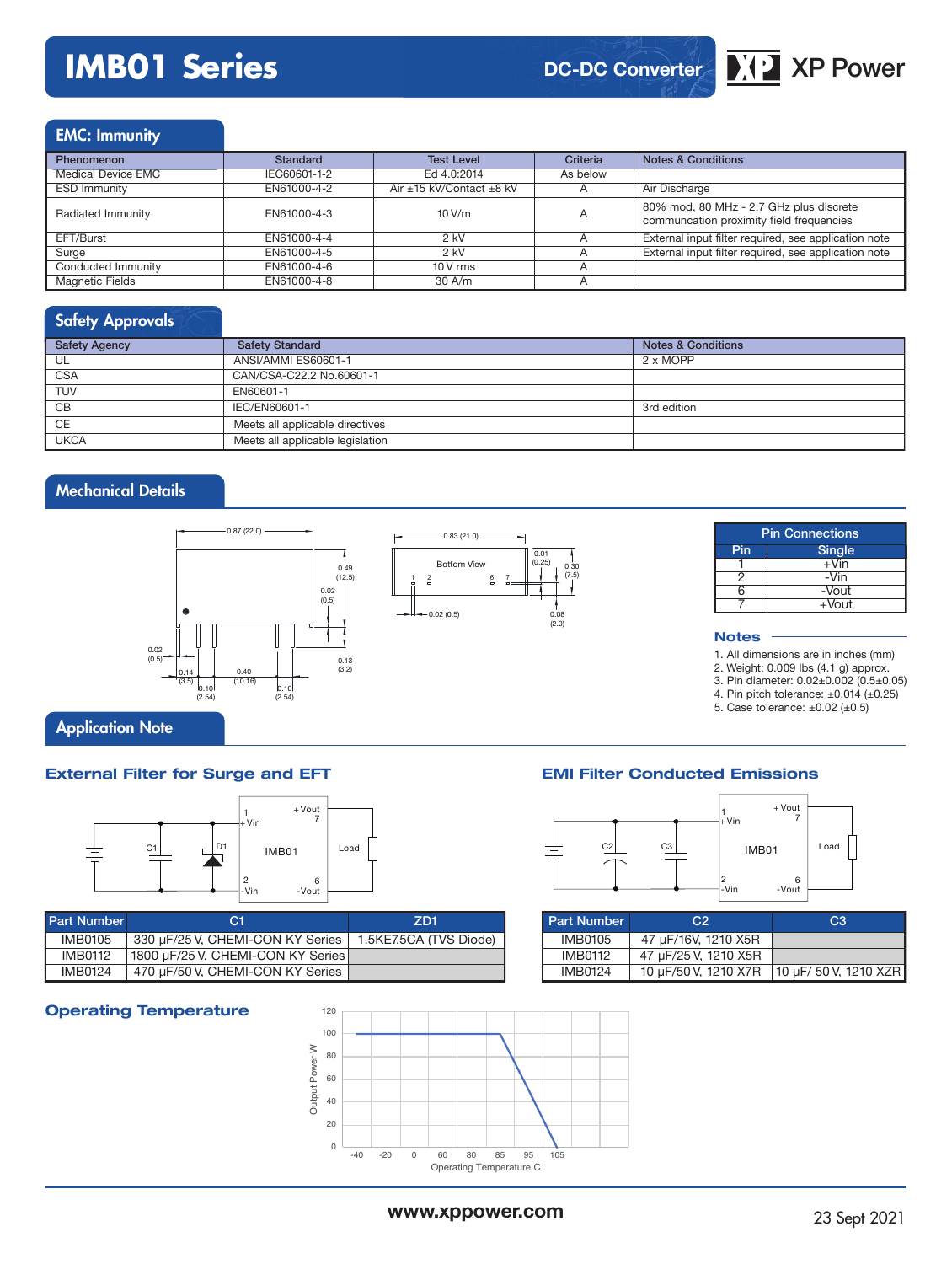## EMC: Immunity

| Phenomenon | Standard | Test Level | Criteria | Notes & Conditions |
|---|---|---|---|---|
| Medical Device EMC | IEC60601-1-2 | Ed 4.0:2014 | As below | |
| ESD Immunity | EN61000-4-2 | Air ±15 kV/Contact ±8 kV | A | Air Discharge |
| Radiated Immunity | EN61000-4-3 | 10 V/m | A | 80% mod, 80 MHz - 2.7 GHz plus discrete communcation proximity field frequencies |
| EFT/Burst | EN61000-4-4 | 2 kV | A | External input filter required, see application note |
| Surge | EN61000-4-5 | 2 kV | A | External input filter required, see application note |
| Conducted Immunity | EN61000-4-6 | 10 V rms | A | |
| Magnetic Fields | EN61000-4-8 | 30 A/m | A | |

## Safety Approvals

| Safety Agency | Safety Standard | Notes & Conditions |
|---|---|---|
| UL | ANSI/AMMI ES60601-1 | 2 x MOPP |
| CSA | CAN/CSA-C22.2 No.60601-1 | |
| TUV | EN60601-1 | |
| CB | IEC/EN60601-1 | 3rd edition |
| CE | Meets all applicable directives | |
| UKCA | Meets all applicable legislation | |

## Mechanical Details

0.87 (22.0)
0.49 (12.5)
0.02 (0.5)
0.02 (0.5)
0.14 (3.5)
0.40 (10.16)
0.10 (2.54)
0.10 (2.54)
0.13 (3.2)

0.83 (21.0)
Bottom View
1 2 6 7
0.01 (0.25)
0.30 (7.5)
0.02 (0.5)
0.08 (2.0)

| Pin Connections | |
|---|---|
| Pin | Single |
| 1 | +Vin |
| 2 | -Vin |
| 6 | -Vout |
| 7 | +Vout |

### Notes

1. All dimensions are in inches (mm)
2. Weight: 0.009 lbs (4.1 g) approx.
3. Pin diameter: 0.02±0.002 (0.5±0.05)
4. Pin pitch tolerance: ±0.014 (±0.25)
5. Case tolerance: ±0.02 (±0.5)

## Application Note

### External Filter for Surge and EFT

C1
D1
1 +Vin
+Vout 7
IMB01
Load
2 -Vin
6 -Vout

| Part Number | C1 | ZD1 |
|---|---|---|
| IMB0105 | 330 µF/25 V, CHEMI-CON KY Series | 1.5KE7.5CA (TVS Diode) |
| IMB0112 | 1800 µF/25 V, CHEMI-CON KY Series | |
| IMB0124 | 470 µF/50 V, CHEMI-CON KY Series | |

### EMI Filter Conducted Emissions

C2
C3
1 +Vin
+Vout 7
IMB01
Load
2 -Vin
6 -Vout

| Part Number | C2 | C3 |
|---|---|---|
| IMB0105 | 47 µF/16V, 1210 X5R | |
| IMB0112 | 47 µF/25 V, 1210 X5R | |
| IMB0124 | 10 µF/50 V, 1210 X7R | 10 µF/ 50 V, 1210 XZR |

### Operating Temperature

Output Power W
120
100
80
60
40
20
0
-40 -20 0 60 80 85 95 105
Operating Temperature C